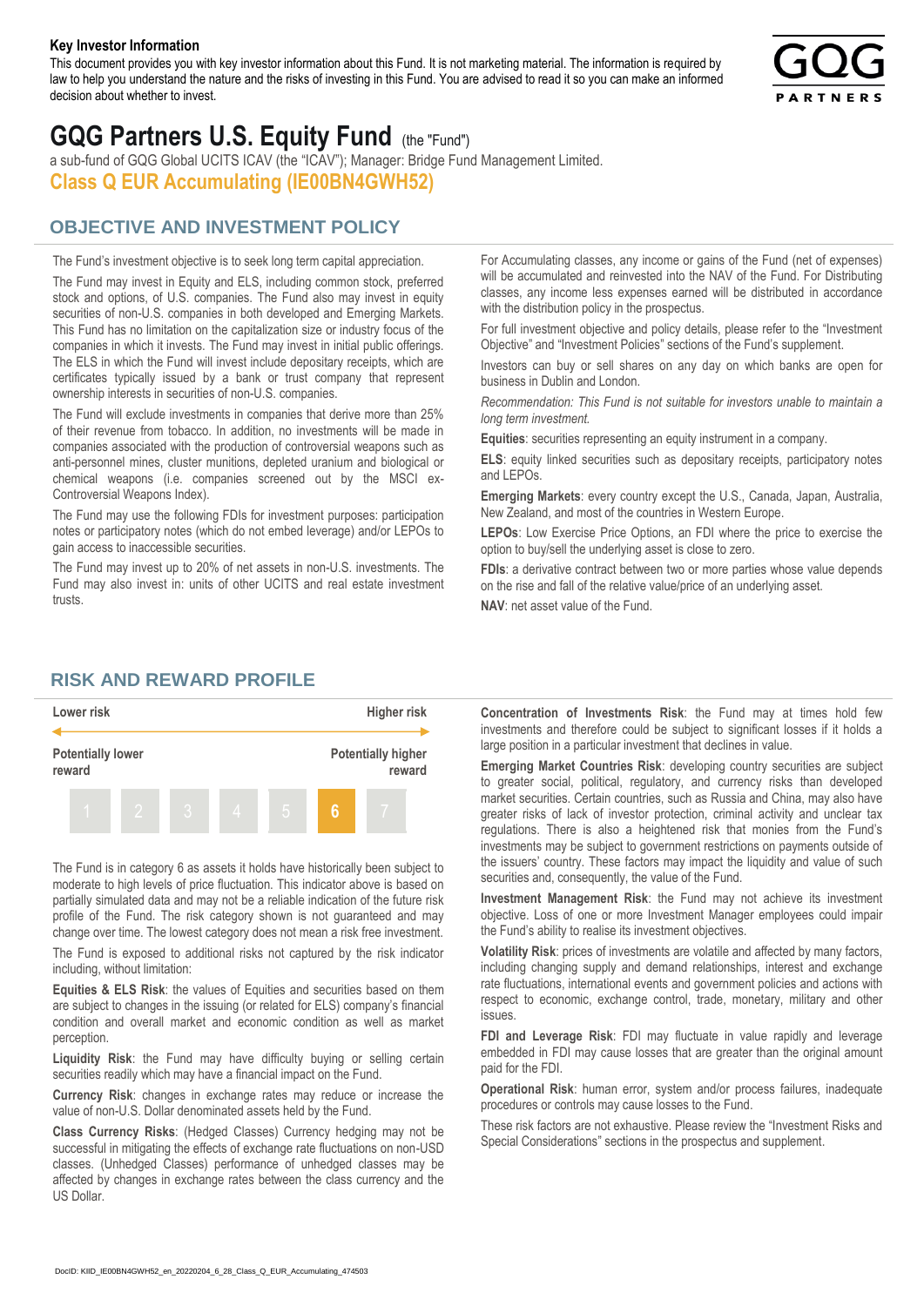**Key Investor Information**

This document provides you with key investor information about this Fund. It is not marketing material. The information is required by law to help you understand the nature and the risks of investing in this Fund. You are advised to read it so you can make an informed decision about whether to invest.

# GQG Partners U.S. Equity Fund (the "Fund")

a sub-fund of GQG Global UCITS ICAV (the "ICAV"); Manager: Bridge Fund Management Limited.

**Class Q EUR Accumulating (IE00BN4GWH52)**

## OBJECTIVE AND INVESTMENT POLICY

The Fund's investment objective is to seek long term capital appreciation.

The Fund may invest in Equity and ELS, including common stock, preferred stock and options, of U.S. companies. The Fund also may invest in equity securities of non-U.S. companies in both developed and Emerging Markets. This Fund has no limitation on the capitalization size or industry focus of the companies in which it invests. The Fund may invest in initial public offerings. The ELS in which the Fund will invest include depositary receipts, which are certificates typically issued by a bank or trust company that represent ownership interests in securities of non-U.S. companies.

The Fund will exclude investments in companies that derive more than 25% of their revenue from tobacco. In addition, no investments will be made in companies associated with the production of controversial weapons such as anti-personnel mines, cluster munitions, depleted uranium and biological or chemical weapons (i.e. companies screened out by the MSCI ex-Controversial Weapons Index).

The Fund may use the following FDIs for investment purposes: participation notes or participatory notes (which do not embed leverage) and/or LEPOs to gain access to inaccessible securities.

The Fund may invest up to 20% of net assets in non-U.S. investments. The Fund may also invest in: units of other UCITS and real estate investment trusts.

For Accumulating classes, any income or gains of the Fund (net of expenses) will be accumulated and reinvested into the NAV of the Fund. For Distributing classes, any income less expenses earned will be distributed in accordance with the distribution policy in the prospectus.

For full investment objective and policy details, please refer to the "Investment Objective" and "Investment Policies" sections of the Fund's supplement.

Investors can buy or sell shares on any day on which banks are open for business in Dublin and London.

*Recommendation: This Fund is not suitable for investors unable to maintain a long term investment.*

**Equities**: securities representing an equity instrument in a company.

**ELS**: equity linked securities such as depositary receipts, participatory notes and LEPOs.

**Emerging Markets**: every country except the U.S., Canada, Japan, Australia, New Zealand, and most of the countries in Western Europe.

**LEPOs**: Low Exercise Price Options, an FDI where the price to exercise the option to buy/sell the underlying asset is close to zero.

**FDIs**: a derivative contract between two or more parties whose value depends on the rise and fall of the relative value/price of an underlying asset.

**NAV**: net asset value of the Fund.

## RISK AND REWARD PROFILE

| Lower risk | | | | | | Higher risk |
|---|---|---|---|---|---|---|
| Potentially lower reward | | | | | | Potentially higher reward |
| 1 | 2 | 3 | 4 | 5 | **6** | 7 |

The Fund is in category 6 as assets it holds have historically been subject to moderate to high levels of price fluctuation. This indicator above is based on partially simulated data and may not be a reliable indication of the future risk profile of the Fund. The risk category shown is not guaranteed and may change over time. The lowest category does not mean a risk free investment.

The Fund is exposed to additional risks not captured by the risk indicator including, without limitation:

**Equities & ELS Risk**: the values of Equities and securities based on them are subject to changes in the issuing (or related for ELS) company's financial condition and overall market and economic condition as well as market perception.

**Liquidity Risk**: the Fund may have difficulty buying or selling certain securities readily which may have a financial impact on the Fund.

**Currency Risk**: changes in exchange rates may reduce or increase the value of non-U.S. Dollar denominated assets held by the Fund.

**Class Currency Risks**: (Hedged Classes) Currency hedging may not be successful in mitigating the effects of exchange rate fluctuations on non-USD classes. (Unhedged Classes) performance of unhedged classes may be affected by changes in exchange rates between the class currency and the US Dollar.

**Concentration of Investments Risk**: the Fund may at times hold few investments and therefore could be subject to significant losses if it holds a large position in a particular investment that declines in value.

**Emerging Market Countries Risk**: developing country securities are subject to greater social, political, regulatory, and currency risks than developed market securities. Certain countries, such as Russia and China, may also have greater risks of lack of investor protection, criminal activity and unclear tax regulations. There is also a heightened risk that monies from the Fund's investments may be subject to government restrictions on payments outside of the issuers' country. These factors may impact the liquidity and value of such securities and, consequently, the value of the Fund.

**Investment Management Risk**: the Fund may not achieve its investment objective. Loss of one or more Investment Manager employees could impair the Fund's ability to realise its investment objectives.

**Volatility Risk**: prices of investments are volatile and affected by many factors, including changing supply and demand relationships, interest and exchange rate fluctuations, international events and government policies and actions with respect to economic, exchange control, trade, monetary, military and other issues.

**FDI and Leverage Risk**: FDI may fluctuate in value rapidly and leverage embedded in FDI may cause losses that are greater than the original amount paid for the FDI.

**Operational Risk**: human error, system and/or process failures, inadequate procedures or controls may cause losses to the Fund.

These risk factors are not exhaustive. Please review the "Investment Risks and Special Considerations" sections in the prospectus and supplement.

DocID: KIID_IE00BN4GWH52_en_20220204_6_28_Class_Q_EUR_Accumulating_474503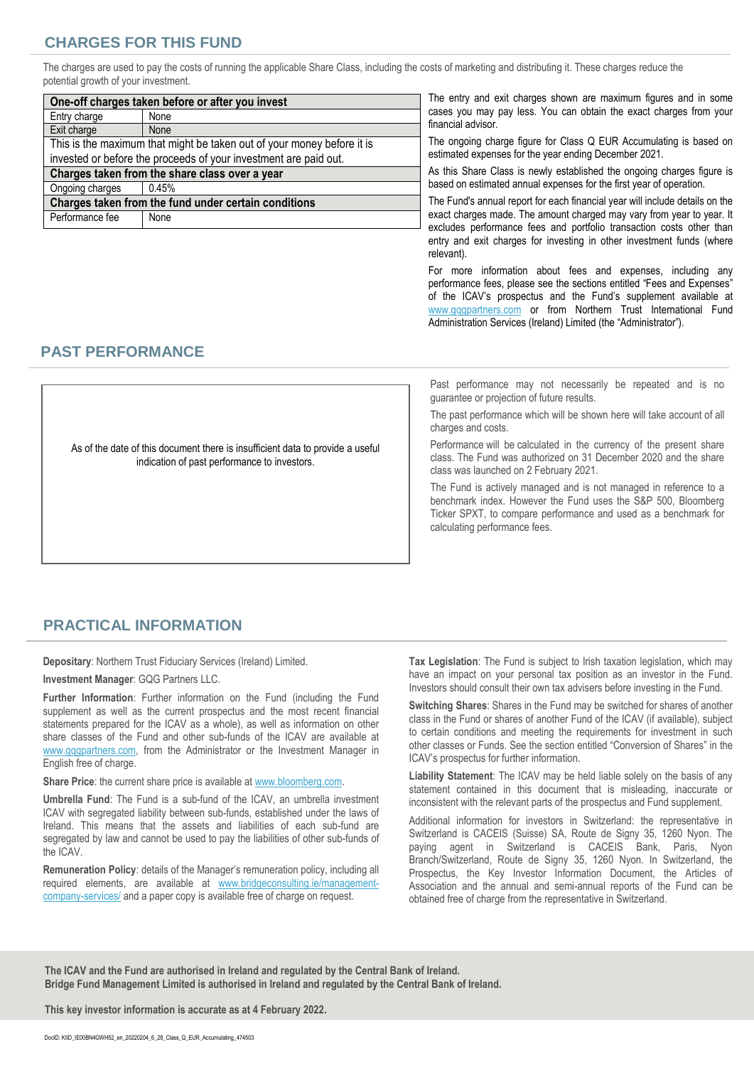## CHARGES FOR THIS FUND

The charges are used to pay the costs of running the applicable Share Class, including the costs of marketing and distributing it. These charges reduce the potential growth of your investment.

| One-off charges taken before or after you invest | |
|---|---|
| Entry charge | None |
| Exit charge | None |
| This is the maximum that might be taken out of your money before it is invested or before the proceeds of your investment are paid out. | |
| **Charges taken from the share class over a year** | |
| Ongoing charges | 0.45% |
| **Charges taken from the fund under certain conditions** | |
| Performance fee | None |

The entry and exit charges shown are maximum figures and in some cases you may pay less. You can obtain the exact charges from your financial advisor.

The ongoing charge figure for Class Q EUR Accumulating is based on estimated expenses for the year ending December 2021.

As this Share Class is newly established the ongoing charges figure is based on estimated annual expenses for the first year of operation.

The Fund's annual report for each financial year will include details on the exact charges made. The amount charged may vary from year to year. It excludes performance fees and portfolio transaction costs other than entry and exit charges for investing in other investment funds (where relevant).

For more information about fees and expenses, including any performance fees, please see the sections entitled "Fees and Expenses" of the ICAV's prospectus and the Fund's supplement available at www.gqgpartners.com or from Northern Trust International Fund Administration Services (Ireland) Limited (the "Administrator").

## PAST PERFORMANCE

As of the date of this document there is insufficient data to provide a useful indication of past performance to investors.

Past performance may not necessarily be repeated and is no guarantee or projection of future results.

The past performance which will be shown here will take account of all charges and costs.

Performance will be calculated in the currency of the present share class. The Fund was authorized on 31 December 2020 and the share class was launched on 2 February 2021.

The Fund is actively managed and is not managed in reference to a benchmark index. However the Fund uses the S&P 500, Bloomberg Ticker SPXT, to compare performance and used as a benchmark for calculating performance fees.

## PRACTICAL INFORMATION

**Depositary**: Northern Trust Fiduciary Services (Ireland) Limited.

**Investment Manager**: GQG Partners LLC.

**Further Information**: Further information on the Fund (including the Fund supplement as well as the current prospectus and the most recent financial statements prepared for the ICAV as a whole), as well as information on other share classes of the Fund and other sub-funds of the ICAV are available at www.gqgpartners.com, from the Administrator or the Investment Manager in English free of charge.

**Share Price**: the current share price is available at www.bloomberg.com.

**Umbrella Fund**: The Fund is a sub-fund of the ICAV, an umbrella investment ICAV with segregated liability between sub-funds, established under the laws of Ireland. This means that the assets and liabilities of each sub-fund are segregated by law and cannot be used to pay the liabilities of other sub-funds of the ICAV.

**Remuneration Policy**: details of the Manager's remuneration policy, including all required elements, are available at www.bridgeconsulting.ie/management-company-services/ and a paper copy is available free of charge on request.

**Tax Legislation**: The Fund is subject to Irish taxation legislation, which may have an impact on your personal tax position as an investor in the Fund. Investors should consult their own tax advisers before investing in the Fund.

**Switching Shares**: Shares in the Fund may be switched for shares of another class in the Fund or shares of another Fund of the ICAV (if available), subject to certain conditions and meeting the requirements for investment in such other classes or Funds. See the section entitled "Conversion of Shares" in the ICAV's prospectus for further information.

**Liability Statement**: The ICAV may be held liable solely on the basis of any statement contained in this document that is misleading, inaccurate or inconsistent with the relevant parts of the prospectus and Fund supplement.

Additional information for investors in Switzerland: the representative in Switzerland is CACEIS (Suisse) SA, Route de Signy 35, 1260 Nyon. The paying agent in Switzerland is CACEIS Bank, Paris, Nyon Branch/Switzerland, Route de Signy 35, 1260 Nyon. In Switzerland, the Prospectus, the Key Investor Information Document, the Articles of Association and the annual and semi-annual reports of the Fund can be obtained free of charge from the representative in Switzerland.

**The ICAV and the Fund are authorised in Ireland and regulated by the Central Bank of Ireland.**
**Bridge Fund Management Limited is authorised in Ireland and regulated by the Central Bank of Ireland.**

**This key investor information is accurate as at 4 February 2022.**

DocID: KIID_IE00BN4GWH52_en_20220204_6_28_Class_Q_EUR_Accumulating_474503